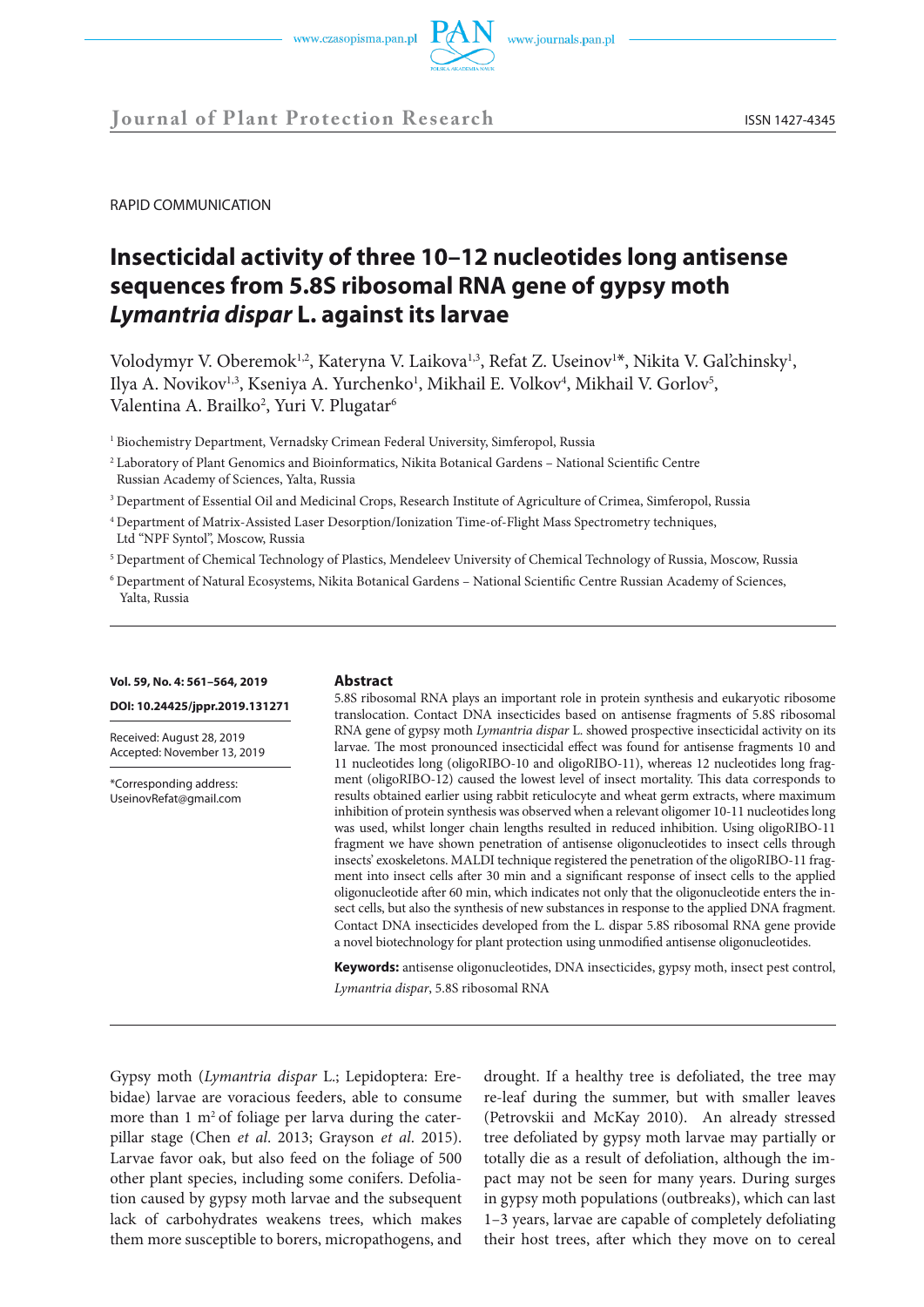RAPID COMMUNICATION

# Insecticidal activity of three 10–12 nucleotides long antisense sequences from 5.8S ribosomal RNA gene of gypsy moth *Lymantria dispar* L. against its larvae

Volodymyr V. Oberemok[1,2], Kateryna V. Laikova[1,3], Refat Z. Useinov[1]*, Nikita V. Gal'chinsky[1], Ilya A. Novikov[1,3], Kseniya A. Yurchenko[1], Mikhail E. Volkov[4], Mikhail V. Gorlov[5], Valentina A. Brailko[2], Yuri V. Plugatar[6]

[1] Biochemistry Department, Vernadsky Crimean Federal University, Simferopol, Russia

[2] Laboratory of Plant Genomics and Bioinformatics, Nikita Botanical Gardens – National Scientific Centre Russian Academy of Sciences, Yalta, Russia

[3] Department of Essential Oil and Medicinal Crops, Research Institute of Agriculture of Crimea, Simferopol, Russia

[4] Department of Matrix-Assisted Laser Desorption/Ionization Time-of-Flight Mass Spectrometry techniques, Ltd "NPF Syntol", Moscow, Russia

[5] Department of Chemical Technology of Plastics, Mendeleev University of Chemical Technology of Russia, Moscow, Russia

[6] Department of Natural Ecosystems, Nikita Botanical Gardens – National Scientific Centre Russian Academy of Sciences, Yalta, Russia

**DOI: 10.24425/jppr.2019.131271**

Received: August 28, 2019
Accepted: November 13, 2019

*Corresponding address:
UseinovRefat@gmail.com

## Abstract

5.8S ribosomal RNA plays an important role in protein synthesis and eukaryotic ribosome translocation. Contact DNA insecticides based on antisense fragments of 5.8S ribosomal RNA gene of gypsy moth *Lymantria dispar* L. showed prospective insecticidal activity on its larvae. The most pronounced insecticidal effect was found for antisense fragments 10 and 11 nucleotides long (oligoRIBO-10 and oligoRIBO-11), whereas 12 nucleotides long fragment (oligoRIBO-12) caused the lowest level of insect mortality. This data corresponds to results obtained earlier using rabbit reticulocyte and wheat germ extracts, where maximum inhibition of protein synthesis was observed when a relevant oligomer 10-11 nucleotides long was used, whilst longer chain lengths resulted in reduced inhibition. Using oligoRIBO-11 fragment we have shown penetration of antisense oligonucleotides to insect cells through insects' exoskeletons. MALDI technique registered the penetration of the oligoRIBO-11 fragment into insect cells after 30 min and a significant response of insect cells to the applied oligonucleotide after 60 min, which indicates not only that the oligonucleotide enters the insect cells, but also the synthesis of new substances in response to the applied DNA fragment. Contact DNA insecticides developed from the L. dispar 5.8S ribosomal RNA gene provide a novel biotechnology for plant protection using unmodified antisense oligonucleotides.

**Keywords:** antisense oligonucleotides, DNA insecticides, gypsy moth, insect pest control, *Lymantria dispar*, 5.8S ribosomal RNA

Gypsy moth (*Lymantria dispar* L.; Lepidoptera: Erebidae) larvae are voracious feeders, able to consume more than 1 m$^2$ of foliage per larva during the caterpillar stage (Chen *et al*. 2013; Grayson *et al*. 2015). Larvae favor oak, but also feed on the foliage of 500 other plant species, including some conifers. Defoliation caused by gypsy moth larvae and the subsequent lack of carbohydrates weakens trees, which makes them more susceptible to borers, micropathogens, and drought. If a healthy tree is defoliated, the tree may re-leaf during the summer, but with smaller leaves (Petrovskii and McKay 2010). An already stressed tree defoliated by gypsy moth larvae may partially or totally die as a result of defoliation, although the impact may not be seen for many years. During surges in gypsy moth populations (outbreaks), which can last 1–3 years, larvae are capable of completely defoliating their host trees, after which they move on to cereal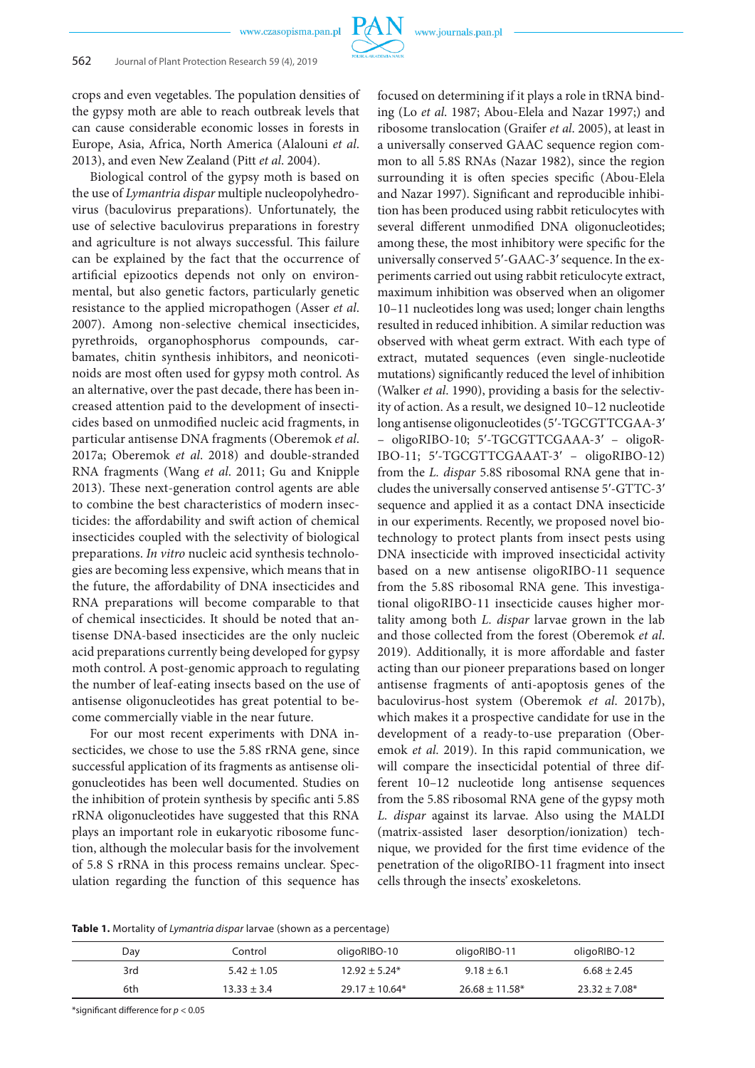crops and even vegetables. The population densities of the gypsy moth are able to reach outbreak levels that can cause considerable economic losses in forests in Europe, Asia, Africa, North America (Alalouni *et al.* 2013), and even New Zealand (Pitt *et al.* 2004).

Biological control of the gypsy moth is based on the use of *Lymantria dispar* multiple nucleopolyhedrovirus (baculovirus preparations). Unfortunately, the use of selective baculovirus preparations in forestry and agriculture is not always successful. This failure can be explained by the fact that the occurrence of artificial epizootics depends not only on environmental, but also genetic factors, particularly genetic resistance to the applied micropathogen (Asser *et al.* 2007). Among non-selective chemical insecticides, pyrethroids, organophosphorus compounds, carbamates, chitin synthesis inhibitors, and neonicotinoids are most often used for gypsy moth control. As an alternative, over the past decade, there has been increased attention paid to the development of insecticides based on unmodified nucleic acid fragments, in particular antisense DNA fragments (Oberemok *et al.* 2017a; Oberemok *et al.* 2018) and double-stranded RNA fragments (Wang *et al.* 2011; Gu and Knipple 2013). These next-generation control agents are able to combine the best characteristics of modern insecticides: the affordability and swift action of chemical insecticides coupled with the selectivity of biological preparations. *In vitro* nucleic acid synthesis technologies are becoming less expensive, which means that in the future, the affordability of DNA insecticides and RNA preparations will become comparable to that of chemical insecticides. It should be noted that antisense DNA-based insecticides are the only nucleic acid preparations currently being developed for gypsy moth control. A post-genomic approach to regulating the number of leaf-eating insects based on the use of antisense oligonucleotides has great potential to become commercially viable in the near future.

For our most recent experiments with DNA insecticides, we chose to use the 5.8S rRNA gene, since successful application of its fragments as antisense oligonucleotides has been well documented. Studies on the inhibition of protein synthesis by specific anti 5.8S rRNA oligonucleotides have suggested that this RNA plays an important role in eukaryotic ribosome function, although the molecular basis for the involvement of 5.8 S rRNA in this process remains unclear. Speculation regarding the function of this sequence has focused on determining if it plays a role in tRNA binding (Lo *et al.* 1987; Abou-Elela and Nazar 1997;) and ribosome translocation (Graifer *et al.* 2005), at least in a universally conserved GAAC sequence region common to all 5.8S RNAs (Nazar 1982), since the region surrounding it is often species specific (Abou-Elela and Nazar 1997). Significant and reproducible inhibition has been produced using rabbit reticulocytes with several different unmodified DNA oligonucleotides; among these, the most inhibitory were specific for the universally conserved 5′-GAAC-3′ sequence. In the experiments carried out using rabbit reticulocyte extract, maximum inhibition was observed when an oligomer 10–11 nucleotides long was used; longer chain lengths resulted in reduced inhibition. A similar reduction was observed with wheat germ extract. With each type of extract, mutated sequences (even single-nucleotide mutations) significantly reduced the level of inhibition (Walker *et al.* 1990), providing a basis for the selectivity of action. As a result, we designed 10–12 nucleotide long antisense oligonucleotides (5′-TGCGTTCGAA-3′ – oligoRIBO-10; 5′-TGCGTTCGAAA-3′ – oligoRIBO-11; 5′-TGCGTTCGAAAT-3′ – oligoRIBO-12) from the *L. dispar* 5.8S ribosomal RNA gene that includes the universally conserved antisense 5′-GTTC-3′ sequence and applied it as a contact DNA insecticide in our experiments. Recently, we proposed novel biotechnology to protect plants from insect pests using DNA insecticide with improved insecticidal activity based on a new antisense oligoRIBO-11 sequence from the 5.8S ribosomal RNA gene. This investigational oligoRIBO-11 insecticide causes higher mortality among both *L. dispar* larvae grown in the lab and those collected from the forest (Oberemok *et al.* 2019). Additionally, it is more affordable and faster acting than our pioneer preparations based on longer antisense fragments of anti-apoptosis genes of the baculovirus-host system (Oberemok *et al.* 2017b), which makes it a prospective candidate for use in the development of a ready-to-use preparation (Oberemok *et al.* 2019). In this rapid communication, we will compare the insecticidal potential of three different 10–12 nucleotide long antisense sequences from the 5.8S ribosomal RNA gene of the gypsy moth *L. dispar* against its larvae. Also using the MALDI (matrix-assisted laser desorption/ionization) technique, we provided for the first time evidence of the penetration of the oligoRIBO-11 fragment into insect cells through the insects' exoskeletons.

**Table 1.** Mortality of *Lymantria dispar* larvae (shown as a percentage)

| Day | Control | oligoRIBO-10 | oligoRIBO-11 | oligoRIBO-12 |
|---|---|---|---|---|
| 3rd | 5.42 ± 1.05 | 12.92 ± 5.24* | 9.18 ± 6.1 | 6.68 ± 2.45 |
| 6th | 13.33 ± 3.4 | 29.17 ± 10.64* | 26.68 ± 11.58* | 23.32 ± 7.08* |

*significant difference for $p < 0.05$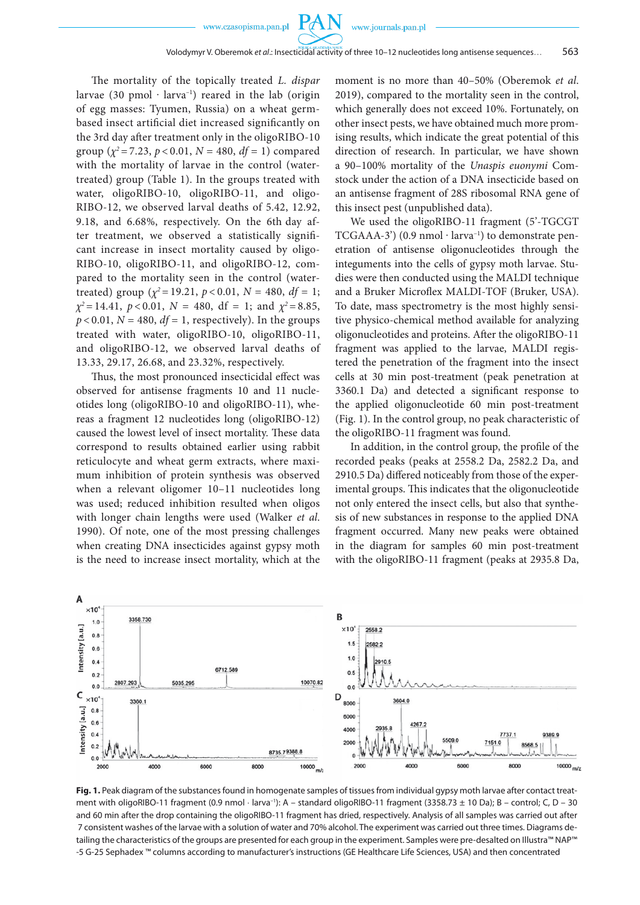The mortality of the topically treated *L. dispar* larvae (30 pmol · larva$^{-1}$) reared in the lab (origin of egg masses: Tyumen, Russia) on a wheat germ-based insect artificial diet increased significantly on the 3rd day after treatment only in the oligoRIBO-10 group ($\chi^2 = 7.23$, $p < 0.01$, $N = 480$, $df = 1$) compared with the mortality of larvae in the control (water-treated) group (Table 1). In the groups treated with water, oligoRIBO-10, oligoRIBO-11, and oligoRIBO-12, we observed larval deaths of 5.42, 12.92, 9.18, and 6.68%, respectively. On the 6th day after treatment, we observed a statistically significant increase in insect mortality caused by oligoRIBO-10, oligoRIBO-11, and oligoRIBO-12, compared to the mortality seen in the control (water-treated) group ($\chi^2 = 19.21$, $p < 0.01$, $N = 480$, $df = 1$; $\chi^2 = 14.41$, $p < 0.01$, $N = 480$, df = 1; and $\chi^2 = 8.85$, $p < 0.01$, $N = 480$, $df = 1$, respectively). In the groups treated with water, oligoRIBO-10, oligoRIBO-11, and oligoRIBO-12, we observed larval deaths of 13.33, 29.17, 26.68, and 23.32%, respectively.

Thus, the most pronounced insecticidal effect was observed for antisense fragments 10 and 11 nucleotides long (oligoRIBO-10 and oligoRIBO-11), whereas a fragment 12 nucleotides long (oligoRIBO-12) caused the lowest level of insect mortality. These data correspond to results obtained earlier using rabbit reticulocyte and wheat germ extracts, where maximum inhibition of protein synthesis was observed when a relevant oligomer 10–11 nucleotides long was used; reduced inhibition resulted when oligos with longer chain lengths were used (Walker *et al.* 1990). Of note, one of the most pressing challenges when creating DNA insecticides against gypsy moth is the need to increase insect mortality, which at the moment is no more than 40–50% (Oberemok *et al.* 2019), compared to the mortality seen in the control, which generally does not exceed 10%. Fortunately, on other insect pests, we have obtained much more promising results, which indicate the great potential of this direction of research. In particular, we have shown a 90–100% mortality of the *Unaspis euonymi* Comstock under the action of a DNA insecticide based on an antisense fragment of 28S ribosomal RNA gene of this insect pest (unpublished data).

We used the oligoRIBO-11 fragment (5'-TGCGT TCGAAA-3') (0.9 nmol · larva$^{-1}$) to demonstrate penetration of antisense oligonucleotides through the integuments into the cells of gypsy moth larvae. Studies were then conducted using the MALDI technique and a Bruker Microflex MALDI-TOF (Bruker, USA). To date, mass spectrometry is the most highly sensitive physico-chemical method available for analyzing oligonucleotides and proteins. After the oligoRIBO-11 fragment was applied to the larvae, MALDI registered the penetration of the fragment into the insect cells at 30 min post-treatment (peak penetration at 3360.1 Da) and detected a significant response to the applied oligonucleotide 60 min post-treatment (Fig. 1). In the control group, no peak characteristic of the oligoRIBO-11 fragment was found.

In addition, in the control group, the profile of the recorded peaks (peaks at 2558.2 Da, 2582.2 Da, and 2910.5 Da) differed noticeably from those of the experimental groups. This indicates that the oligonucleotide not only entered the insect cells, but also that synthesis of new substances in response to the applied DNA fragment occurred. Many new peaks were obtained in the diagram for samples 60 min post-treatment with the oligoRIBO-11 fragment (peaks at 2935.8 Da,

**Fig. 1.** Peak diagram of the substances found in homogenate samples of tissues from individual gypsy moth larvae after contact treatment with oligoRIBO-11 fragment (0.9 nmol · larva$^{-1}$): A – standard oligoRIBO-11 fragment (3358.73 ± 10 Da); B – control; C, D – 30 and 60 min after the drop containing the oligoRIBO-11 fragment has dried, respectively. Analysis of all samples was carried out after 7 consistent washes of the larvae with a solution of water and 70% alcohol. The experiment was carried out three times. Diagrams detailing the characteristics of the groups are presented for each group in the experiment. Samples were pre-desalted on Illustra™ NAP™ -5 G-25 Sephadex ™ columns according to manufacturer's instructions (GE Healthcare Life Sciences, USA) and then concentrated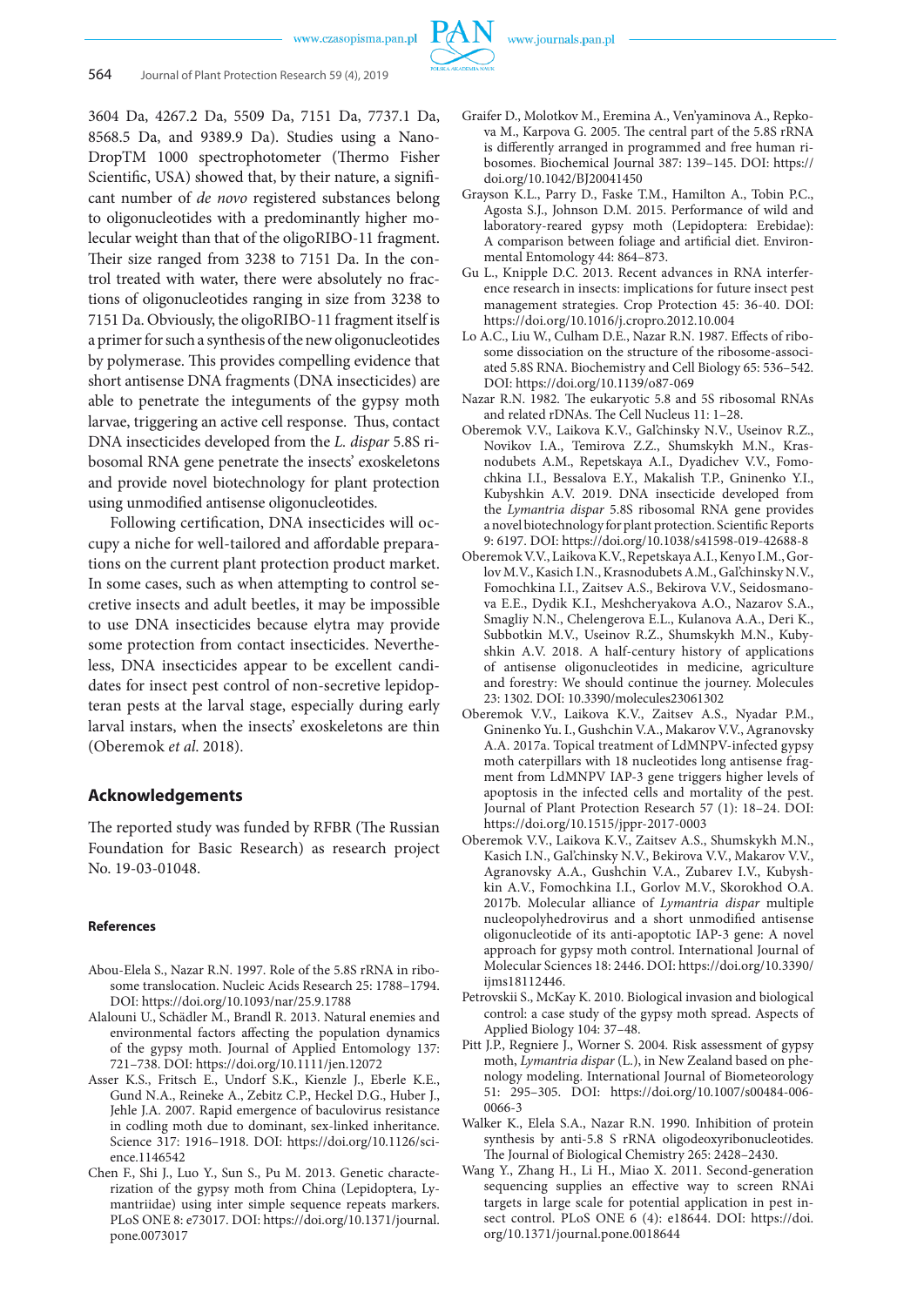3604 Da, 4267.2 Da, 5509 Da, 7151 Da, 7737.1 Da, 8568.5 Da, and 9389.9 Da). Studies using a NanoDropTM 1000 spectrophotometer (Thermo Fisher Scientific, USA) showed that, by their nature, a significant number of *de novo* registered substances belong to oligonucleotides with a predominantly higher molecular weight than that of the oligoRIBO-11 fragment. Their size ranged from 3238 to 7151 Da. In the control treated with water, there were absolutely no fractions of oligonucleotides ranging in size from 3238 to 7151 Da. Obviously, the oligoRIBO-11 fragment itself is a primer for such a synthesis of the new oligonucleotides by polymerase. This provides compelling evidence that short antisense DNA fragments (DNA insecticides) are able to penetrate the integuments of the gypsy moth larvae, triggering an active cell response. Thus, contact DNA insecticides developed from the *L. dispar* 5.8S ribosomal RNA gene penetrate the insects' exoskeletons and provide novel biotechnology for plant protection using unmodified antisense oligonucleotides.

Following certification, DNA insecticides will occupy a niche for well-tailored and affordable preparations on the current plant protection product market. In some cases, such as when attempting to control secretive insects and adult beetles, it may be impossible to use DNA insecticides because elytra may provide some protection from contact insecticides. Nevertheless, DNA insecticides appear to be excellent candidates for insect pest control of non-secretive lepidopteran pests at the larval stage, especially during early larval instars, when the insects' exoskeletons are thin (Oberemok *et al.* 2018).

## Acknowledgements

The reported study was funded by RFBR (The Russian Foundation for Basic Research) as research project No. 19-03-01048.

#### References

Abou-Elela S., Nazar R.N. 1997. Role of the 5.8S rRNA in ribosome translocation. Nucleic Acids Research 25: 1788–1794. DOI: https://doi.org/10.1093/nar/25.9.1788

Alalouni U., Schädler M., Brandl R. 2013. Natural enemies and environmental factors affecting the population dynamics of the gypsy moth. Journal of Applied Entomology 137: 721–738. DOI: https://doi.org/10.1111/jen.12072

Asser K.S., Fritsch E., Undorf S.K., Kienzle J., Eberle K.E., Gund N.A., Reineke A., Zebitz C.P., Heckel D.G., Huber J., Jehle J.A. 2007. Rapid emergence of baculovirus resistance in codling moth due to dominant, sex-linked inheritance. Science 317: 1916–1918. DOI: https://doi.org/10.1126/science.1146542

Chen F., Shi J., Luo Y., Sun S., Pu M. 2013. Genetic characterization of the gypsy moth from China (Lepidoptera, Lymantriidae) using inter simple sequence repeats markers. PLoS ONE 8: e73017. DOI: https://doi.org/10.1371/journal.pone.0073017

Graifer D., Molotkov M., Eremina A., Ven'yaminova A., Repkova M., Karpova G. 2005. The central part of the 5.8S rRNA is differently arranged in programmed and free human ribosomes. Biochemical Journal 387: 139–145. DOI: https://doi.org/10.1042/BJ20041450

Grayson K.L., Parry D., Faske T.M., Hamilton A., Tobin P.C., Agosta S.J., Johnson D.M. 2015. Performance of wild and laboratory-reared gypsy moth (Lepidoptera: Erebidae): A comparison between foliage and artificial diet. Environmental Entomology 44: 864–873.

Gu L., Knipple D.C. 2013. Recent advances in RNA interference research in insects: implications for future insect pest management strategies. Crop Protection 45: 36-40. DOI: https://doi.org/10.1016/j.cropro.2012.10.004

Lo A.C., Liu W., Culham D.E., Nazar R.N. 1987. Effects of ribosome dissociation on the structure of the ribosome-associated 5.8S RNA. Biochemistry and Cell Biology 65: 536–542. DOI: https://doi.org/10.1139/o87-069

Nazar R.N. 1982. The eukaryotic 5.8 and 5S ribosomal RNAs and related rDNAs. The Cell Nucleus 11: 1–28.

Oberemok V.V., Laikova K.V., Gal'chinsky N.V., Useinov R.Z., Novikov I.A., Temirova Z.Z., Shumskykh M.N., Krasnodubets A.M., Repetskaya A.I., Dyadichev V.V., Fomochkina I.I., Bessalova E.Y., Makalish T.P., Gninenko Y.I., Kubyshkin A.V. 2019. DNA insecticide developed from the *Lymantria dispar* 5.8S ribosomal RNA gene provides a novel biotechnology for plant protection. Scientific Reports 9: 6197. DOI: https://doi.org/10.1038/s41598-019-42688-8

Oberemok V.V., Laikova K.V., Repetskaya A.I., Kenyo I.M., Gorlov M.V., Kasich I.N., Krasnodubets A.M., Gal'chinsky N.V., Fomochkina I.I., Zaitsev A.S., Bekirova V.V., Seidosmanova E.E., Dydik K.I., Meshcheryakova A.O., Nazarov S.A., Smagliy N.N., Chelengerova E.L., Kulanova A.A., Deri K., Subbotkin M.V., Useinov R.Z., Shumskykh M.N., Kubyshkin A.V. 2018. A half-century history of applications of antisense oligonucleotides in medicine, agriculture and forestry: We should continue the journey. Molecules 23: 1302. DOI: 10.3390/molecules23061302

Oberemok V.V., Laikova K.V., Zaitsev A.S., Nyadar P.M., Gninenko Yu. I., Gushchin V.A., Makarov V.V., Agranovsky A.A. 2017a. Topical treatment of LdMNPV-infected gypsy moth caterpillars with 18 nucleotides long antisense fragment from LdMNPV IAP-3 gene triggers higher levels of apoptosis in the infected cells and mortality of the pest. Journal of Plant Protection Research 57 (1): 18–24. DOI: https://doi.org/10.1515/jppr-2017-0003

Oberemok V.V., Laikova K.V., Zaitsev A.S., Shumskykh M.N., Kasich I.N., Gal'chinsky N.V., Bekirova V.V., Makarov V.V., Agranovsky A.A., Gushchin V.A., Zubarev I.V., Kubyshkin A.V., Fomochkina I.I., Gorlov M.V., Skorokhod O.A. 2017b. Molecular alliance of *Lymantria dispar* multiple nucleopolyhedrovirus and a short unmodified antisense oligonucleotide of its anti-apoptotic IAP-3 gene: A novel approach for gypsy moth control. International Journal of Molecular Sciences 18: 2446. DOI: https://doi.org/10.3390/ijms18112446.

Petrovskii S., McKay K. 2010. Biological invasion and biological control: a case study of the gypsy moth spread. Aspects of Applied Biology 104: 37–48.

Pitt J.P., Regniere J., Worner S. 2004. Risk assessment of gypsy moth, *Lymantria dispar* (L.), in New Zealand based on phenology modeling. International Journal of Biometeorology 51: 295–305. DOI: https://doi.org/10.1007/s00484-006-0066-3

Walker K., Elela S.A., Nazar R.N. 1990. Inhibition of protein synthesis by anti-5.8 S rRNA oligodeoxyribonucleotides. The Journal of Biological Chemistry 265: 2428–2430.

Wang Y., Zhang H., Li H., Miao X. 2011. Second-generation sequencing supplies an effective way to screen RNAi targets in large scale for potential application in pest insect control. PLoS ONE 6 (4): e18644. DOI: https://doi.org/10.1371/journal.pone.0018644